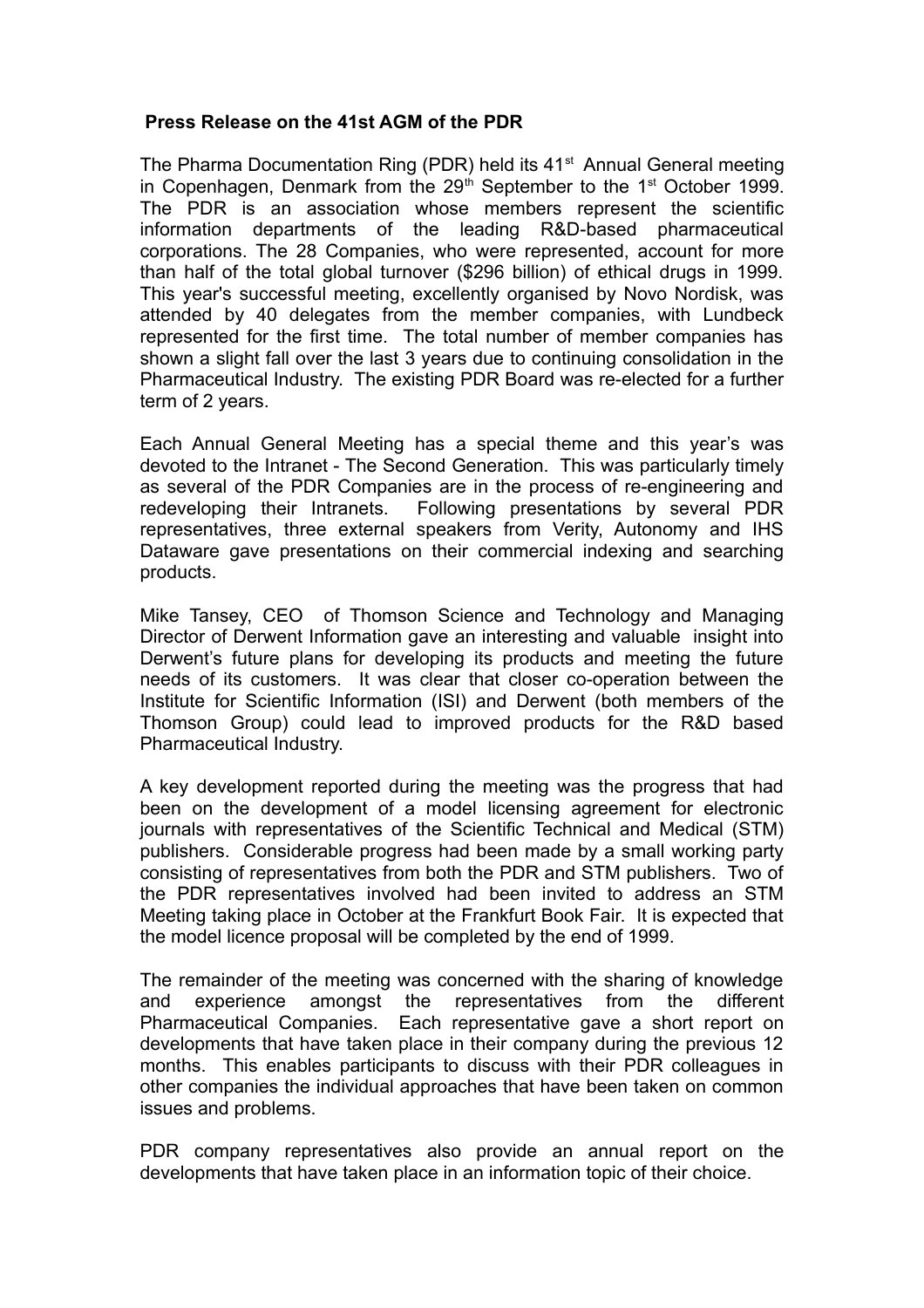**Press Release on the 41st AGM of the PDR**

The Pharma Documentation Ring (PDR) held its 41st Annual General meeting in Copenhagen, Denmark from the 29th September to the 1st October 1999. The PDR is an association whose members represent the scientific information departments of the leading R&D-based pharmaceutical corporations. The 28 Companies, who were represented, account for more than half of the total global turnover ($296 billion) of ethical drugs in 1999. This year's successful meeting, excellently organised by Novo Nordisk, was attended by 40 delegates from the member companies, with Lundbeck represented for the first time. The total number of member companies has shown a slight fall over the last 3 years due to continuing consolidation in the Pharmaceutical Industry. The existing PDR Board was re-elected for a further term of 2 years.

Each Annual General Meeting has a special theme and this year's was devoted to the Intranet - The Second Generation. This was particularly timely as several of the PDR Companies are in the process of re-engineering and redeveloping their Intranets. Following presentations by several PDR representatives, three external speakers from Verity, Autonomy and IHS Dataware gave presentations on their commercial indexing and searching products.

Mike Tansey, CEO of Thomson Science and Technology and Managing Director of Derwent Information gave an interesting and valuable insight into Derwent's future plans for developing its products and meeting the future needs of its customers. It was clear that closer co-operation between the Institute for Scientific Information (ISI) and Derwent (both members of the Thomson Group) could lead to improved products for the R&D based Pharmaceutical Industry.

A key development reported during the meeting was the progress that had been on the development of a model licensing agreement for electronic journals with representatives of the Scientific Technical and Medical (STM) publishers. Considerable progress had been made by a small working party consisting of representatives from both the PDR and STM publishers. Two of the PDR representatives involved had been invited to address an STM Meeting taking place in October at the Frankfurt Book Fair. It is expected that the model licence proposal will be completed by the end of 1999.

The remainder of the meeting was concerned with the sharing of knowledge and experience amongst the representatives from the different Pharmaceutical Companies. Each representative gave a short report on developments that have taken place in their company during the previous 12 months. This enables participants to discuss with their PDR colleagues in other companies the individual approaches that have been taken on common issues and problems.

PDR company representatives also provide an annual report on the developments that have taken place in an information topic of their choice.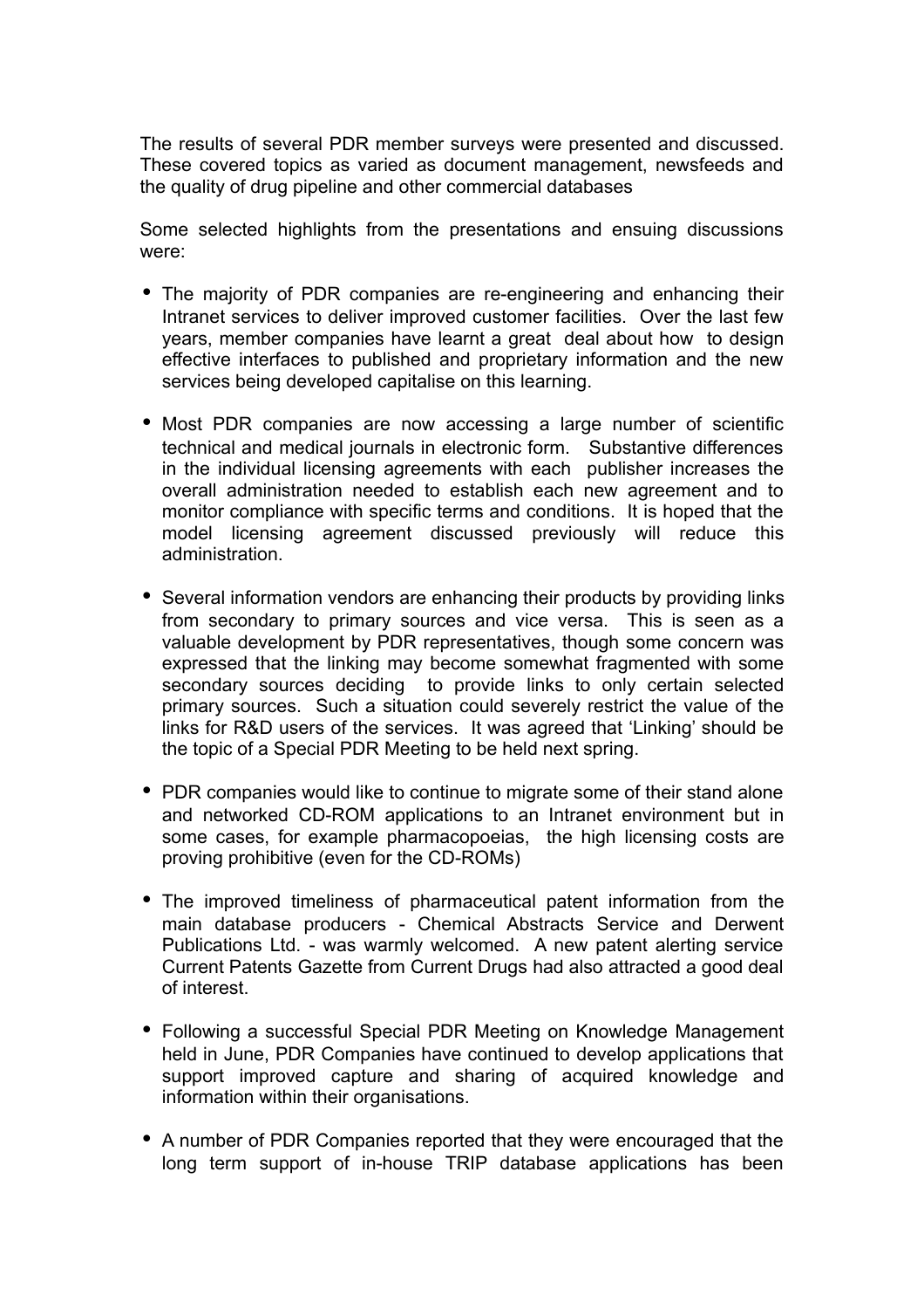The results of several PDR member surveys were presented and discussed. These covered topics as varied as document management, newsfeeds and the quality of drug pipeline and other commercial databases

Some selected highlights from the presentations and ensuing discussions were:

- The majority of PDR companies are re-engineering and enhancing their Intranet services to deliver improved customer facilities. Over the last few years, member companies have learnt a great deal about how to design effective interfaces to published and proprietary information and the new services being developed capitalise on this learning.

- Most PDR companies are now accessing a large number of scientific technical and medical journals in electronic form. Substantive differences in the individual licensing agreements with each publisher increases the overall administration needed to establish each new agreement and to monitor compliance with specific terms and conditions. It is hoped that the model licensing agreement discussed previously will reduce this administration.

- Several information vendors are enhancing their products by providing links from secondary to primary sources and vice versa. This is seen as a valuable development by PDR representatives, though some concern was expressed that the linking may become somewhat fragmented with some secondary sources deciding to provide links to only certain selected primary sources. Such a situation could severely restrict the value of the links for R&D users of the services. It was agreed that 'Linking' should be the topic of a Special PDR Meeting to be held next spring.

- PDR companies would like to continue to migrate some of their stand alone and networked CD-ROM applications to an Intranet environment but in some cases, for example pharmacopoeias, the high licensing costs are proving prohibitive (even for the CD-ROMs)

- The improved timeliness of pharmaceutical patent information from the main database producers - Chemical Abstracts Service and Derwent Publications Ltd. - was warmly welcomed. A new patent alerting service Current Patents Gazette from Current Drugs had also attracted a good deal of interest.

- Following a successful Special PDR Meeting on Knowledge Management held in June, PDR Companies have continued to develop applications that support improved capture and sharing of acquired knowledge and information within their organisations.

- A number of PDR Companies reported that they were encouraged that the long term support of in-house TRIP database applications has been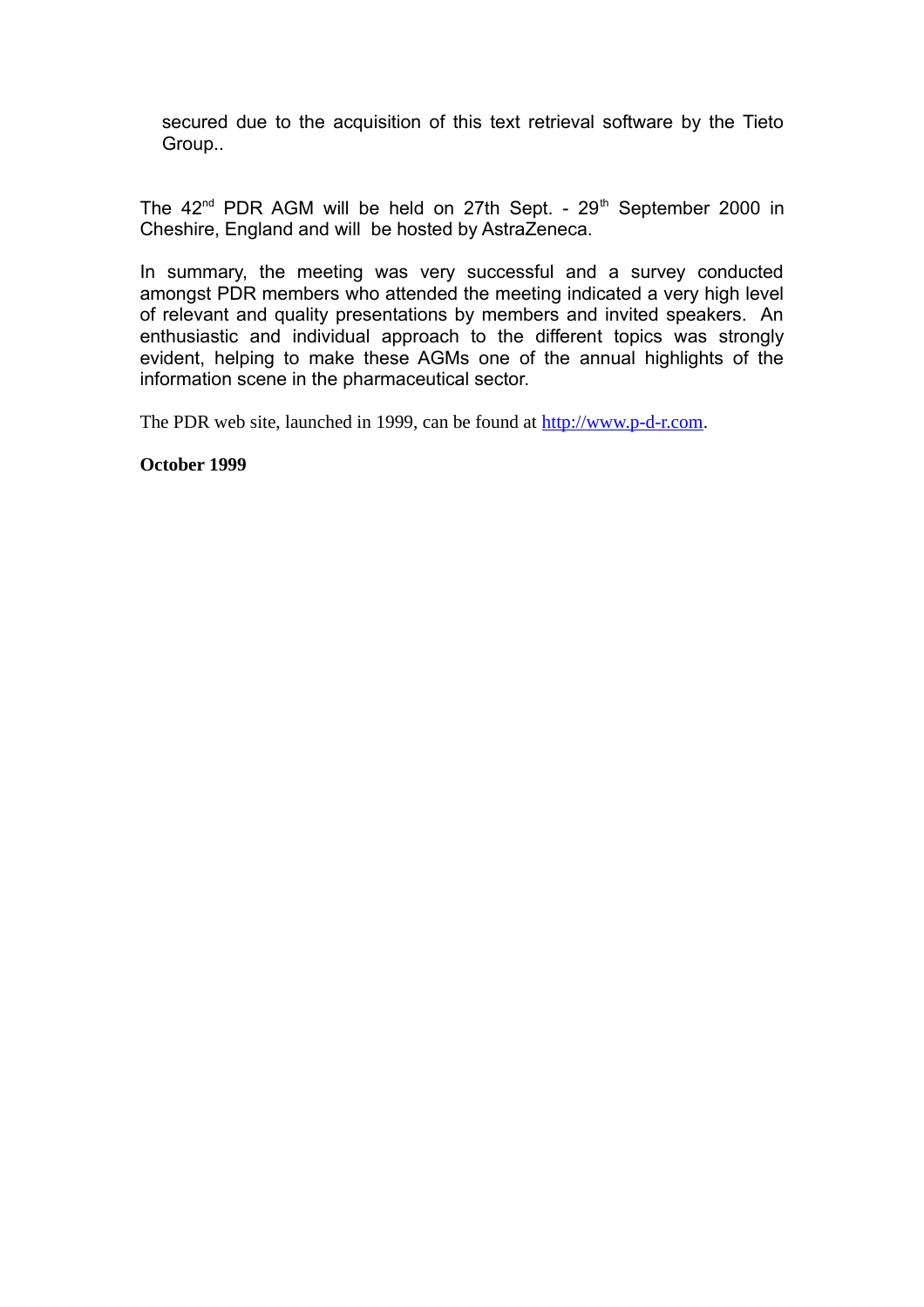secured due to the acquisition of this text retrieval software by the Tieto Group..

The 42[nd] PDR AGM will be held on 27th Sept. - 29[th] September 2000 in Cheshire, England and will be hosted by AstraZeneca.

In summary, the meeting was very successful and a survey conducted amongst PDR members who attended the meeting indicated a very high level of relevant and quality presentations by members and invited speakers. An enthusiastic and individual approach to the different topics was strongly evident, helping to make these AGMs one of the annual highlights of the information scene in the pharmaceutical sector.

The PDR web site, launched in 1999, can be found at http://www.p-d-r.com.

**October 1999**